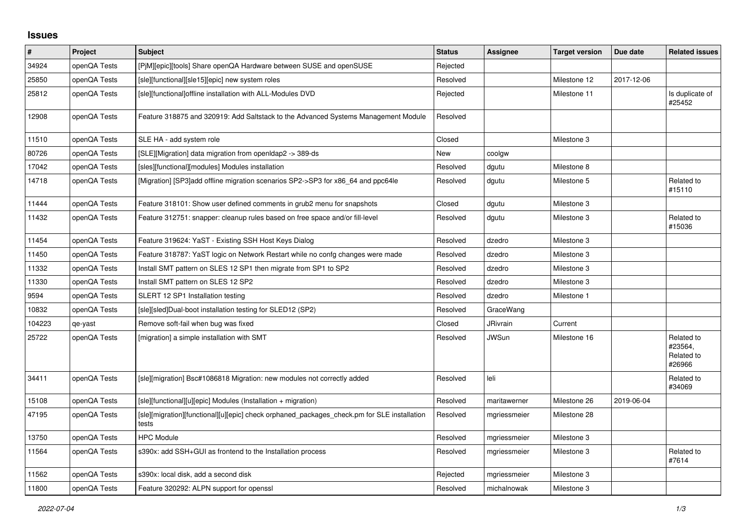# Issues

| # | Project | Subject | Status | Assignee | Target version | Due date | Related issues |
|---|---|---|---|---|---|---|---|
| 34924 | openQA Tests | [PjM][epic][tools] Share openQA Hardware between SUSE and openSUSE | Rejected | | | | |
| 25850 | openQA Tests | [sle][functional][sle15][epic] new system roles | Resolved | | Milestone 12 | 2017-12-06 | |
| 25812 | openQA Tests | [sle][functional]offline installation with ALL-Modules DVD | Rejected | | Milestone 11 | | Is duplicate of #25452 |
| 12908 | openQA Tests | Feature 318875 and 320919: Add Saltstack to the Advanced Systems Management Module | Resolved | | | | |
| 11510 | openQA Tests | SLE HA - add system role | Closed | | Milestone 3 | | |
| 80726 | openQA Tests | [SLE][Migration] data migration from openldap2 -> 389-ds | New | coolgw | | | |
| 17042 | openQA Tests | [sles][functional][modules] Modules installation | Resolved | dgutu | Milestone 8 | | |
| 14718 | openQA Tests | [Migration] [SP3]add offline migration scenarios SP2->SP3 for x86_64 and ppc64le | Resolved | dgutu | Milestone 5 | | Related to #15110 |
| 11444 | openQA Tests | Feature 318101: Show user defined comments in grub2 menu for snapshots | Closed | dgutu | Milestone 3 | | |
| 11432 | openQA Tests | Feature 312751: snapper: cleanup rules based on free space and/or fill-level | Resolved | dgutu | Milestone 3 | | Related to #15036 |
| 11454 | openQA Tests | Feature 319624: YaST - Existing SSH Host Keys Dialog | Resolved | dzedro | Milestone 3 | | |
| 11450 | openQA Tests | Feature 318787: YaST logic on Network Restart while no confg changes were made | Resolved | dzedro | Milestone 3 | | |
| 11332 | openQA Tests | Install SMT pattern on SLES 12 SP1 then migrate from SP1 to SP2 | Resolved | dzedro | Milestone 3 | | |
| 11330 | openQA Tests | Install SMT pattern on SLES 12 SP2 | Resolved | dzedro | Milestone 3 | | |
| 9594 | openQA Tests | SLERT 12 SP1 Installation testing | Resolved | dzedro | Milestone 1 | | |
| 10832 | openQA Tests | [sle][sled]Dual-boot installation testing for SLED12 (SP2) | Resolved | GraceWang | | | |
| 104223 | qe-yast | Remove soft-fail when bug was fixed | Closed | JRivrain | Current | | |
| 25722 | openQA Tests | [migration] a simple installation with SMT | Resolved | JWSun | Milestone 16 | | Related to #23564, Related to #26966 |
| 34411 | openQA Tests | [sle][migration] Bsc#1086818 Migration: new modules not correctly added | Resolved | leli | | | Related to #34069 |
| 15108 | openQA Tests | [sle][functional][u][epic] Modules (Installation + migration) | Resolved | maritawerner | Milestone 26 | 2019-06-04 | |
| 47195 | openQA Tests | [sle][migration][functional][u][epic] check orphaned_packages_check.pm for SLE installation tests | Resolved | mgriessmeier | Milestone 28 | | |
| 13750 | openQA Tests | HPC Module | Resolved | mgriessmeier | Milestone 3 | | |
| 11564 | openQA Tests | s390x: add SSH+GUI as frontend to the Installation process | Resolved | mgriessmeier | Milestone 3 | | Related to #7614 |
| 11562 | openQA Tests | s390x: local disk, add a second disk | Rejected | mgriessmeier | Milestone 3 | | |
| 11800 | openQA Tests | Feature 320292: ALPN support for openssl | Resolved | michalnowak | Milestone 3 | | |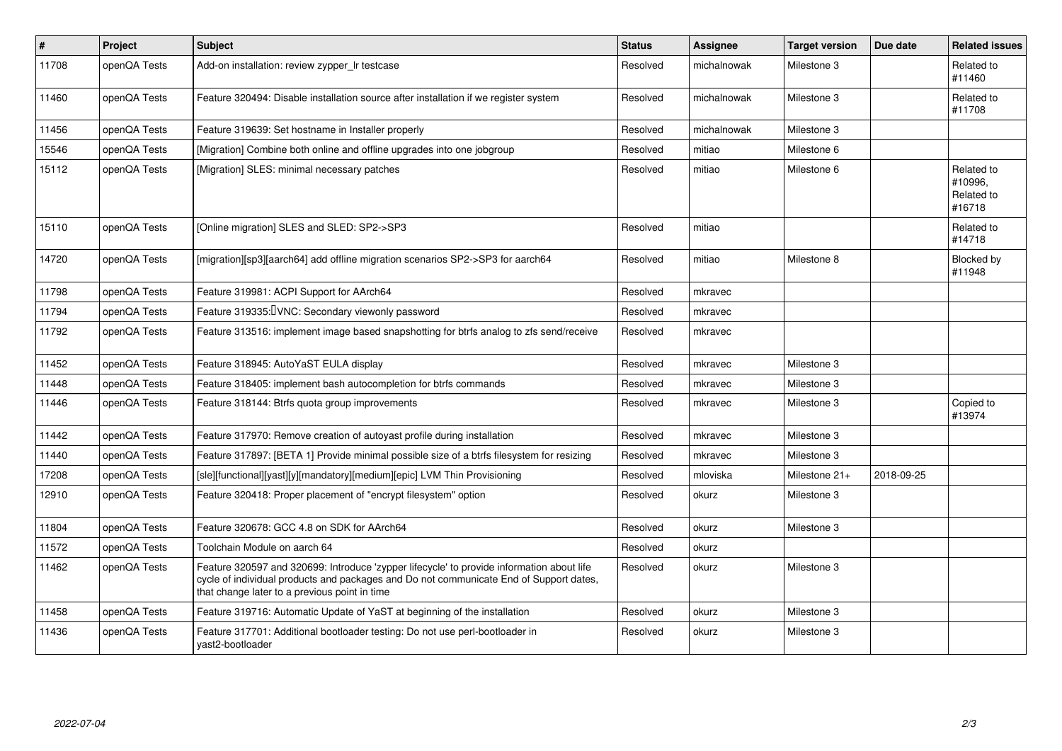| # | Project | Subject | Status | Assignee | Target version | Due date | Related issues |
|---|---|---|---|---|---|---|---|
| 11708 | openQA Tests | Add-on installation: review zypper_lr testcase | Resolved | michalnowak | Milestone 3 | | Related to #11460 |
| 11460 | openQA Tests | Feature 320494: Disable installation source after installation if we register system | Resolved | michalnowak | Milestone 3 | | Related to #11708 |
| 11456 | openQA Tests | Feature 319639: Set hostname in Installer properly | Resolved | michalnowak | Milestone 3 | | |
| 15546 | openQA Tests | [Migration] Combine both online and offline upgrades into one jobgroup | Resolved | mitiao | Milestone 6 | | |
| 15112 | openQA Tests | [Migration] SLES: minimal necessary patches | Resolved | mitiao | Milestone 6 | | Related to #10996, Related to #16718 |
| 15110 | openQA Tests | [Online migration] SLES and SLED: SP2->SP3 | Resolved | mitiao | | | Related to #14718 |
| 14720 | openQA Tests | [migration][sp3][aarch64] add offline migration scenarios SP2->SP3 for aarch64 | Resolved | mitiao | Milestone 8 | | Blocked by #11948 |
| 11798 | openQA Tests | Feature 319981: ACPI Support for AArch64 | Resolved | mkravec | | | |
| 11794 | openQA Tests | Feature 319335: VNC: Secondary viewonly password | Resolved | mkravec | | | |
| 11792 | openQA Tests | Feature 313516: implement image based snapshotting for btrfs analog to zfs send/receive | Resolved | mkravec | | | |
| 11452 | openQA Tests | Feature 318945: AutoYaST EULA display | Resolved | mkravec | Milestone 3 | | |
| 11448 | openQA Tests | Feature 318405: implement bash autocompletion for btrfs commands | Resolved | mkravec | Milestone 3 | | |
| 11446 | openQA Tests | Feature 318144: Btrfs quota group improvements | Resolved | mkravec | Milestone 3 | | Copied to #13974 |
| 11442 | openQA Tests | Feature 317970: Remove creation of autoyast profile during installation | Resolved | mkravec | Milestone 3 | | |
| 11440 | openQA Tests | Feature 317897: [BETA 1] Provide minimal possible size of a btrfs filesystem for resizing | Resolved | mkravec | Milestone 3 | | |
| 17208 | openQA Tests | [sle][functional][yast][y][mandatory][medium][epic] LVM Thin Provisioning | Resolved | mloviska | Milestone 21+ | 2018-09-25 | |
| 12910 | openQA Tests | Feature 320418: Proper placement of "encrypt filesystem" option | Resolved | okurz | Milestone 3 | | |
| 11804 | openQA Tests | Feature 320678: GCC 4.8 on SDK for AArch64 | Resolved | okurz | Milestone 3 | | |
| 11572 | openQA Tests | Toolchain Module on aarch 64 | Resolved | okurz | | | |
| 11462 | openQA Tests | Feature 320597 and 320699: Introduce 'zypper lifecycle' to provide information about life cycle of individual products and packages and Do not communicate End of Support dates, that change later to a previous point in time | Resolved | okurz | Milestone 3 | | |
| 11458 | openQA Tests | Feature 319716: Automatic Update of YaST at beginning of the installation | Resolved | okurz | Milestone 3 | | |
| 11436 | openQA Tests | Feature 317701: Additional bootloader testing: Do not use perl-bootloader in yast2-bootloader | Resolved | okurz | Milestone 3 | | |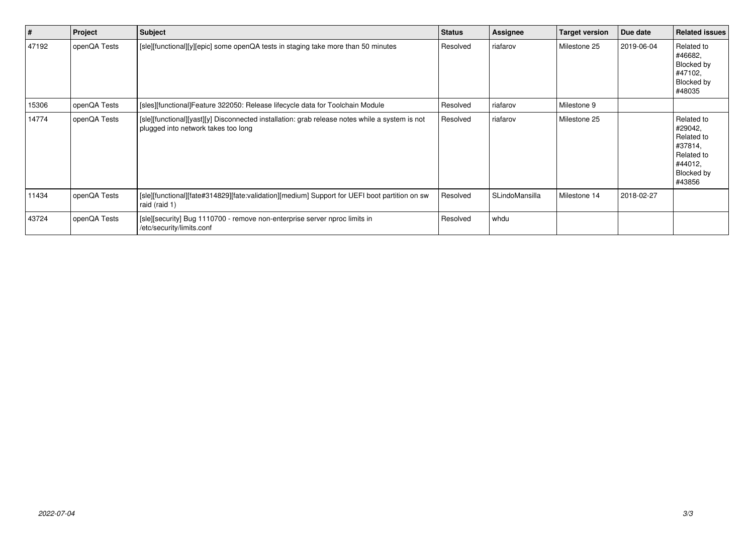| # | Project | Subject | Status | Assignee | Target version | Due date | Related issues |
|---|---|---|---|---|---|---|---|
| 47192 | openQA Tests | [sle][functional][y][epic] some openQA tests in staging take more than 50 minutes | Resolved | riafarov | Milestone 25 | 2019-06-04 | Related to #46682, Blocked by #47102, Blocked by #48035 |
| 15306 | openQA Tests | [sles][functional]Feature 322050: Release lifecycle data for Toolchain Module | Resolved | riafarov | Milestone 9 | | |
| 14774 | openQA Tests | [sle][functional][yast][y] Disconnected installation: grab release notes while a system is not plugged into network takes too long | Resolved | riafarov | Milestone 25 | | Related to #29042, Related to #37814, Related to #44012, Blocked by #43856 |
| 11434 | openQA Tests | [sle][functional][fate#314829][fate:validation][medium] Support for UEFI boot partition on sw raid (raid 1) | Resolved | SLindoMansilla | Milestone 14 | 2018-02-27 | |
| 43724 | openQA Tests | [sle][security] Bug 1110700 - remove non-enterprise server nproc limits in /etc/security/limits.conf | Resolved | whdu | | | |